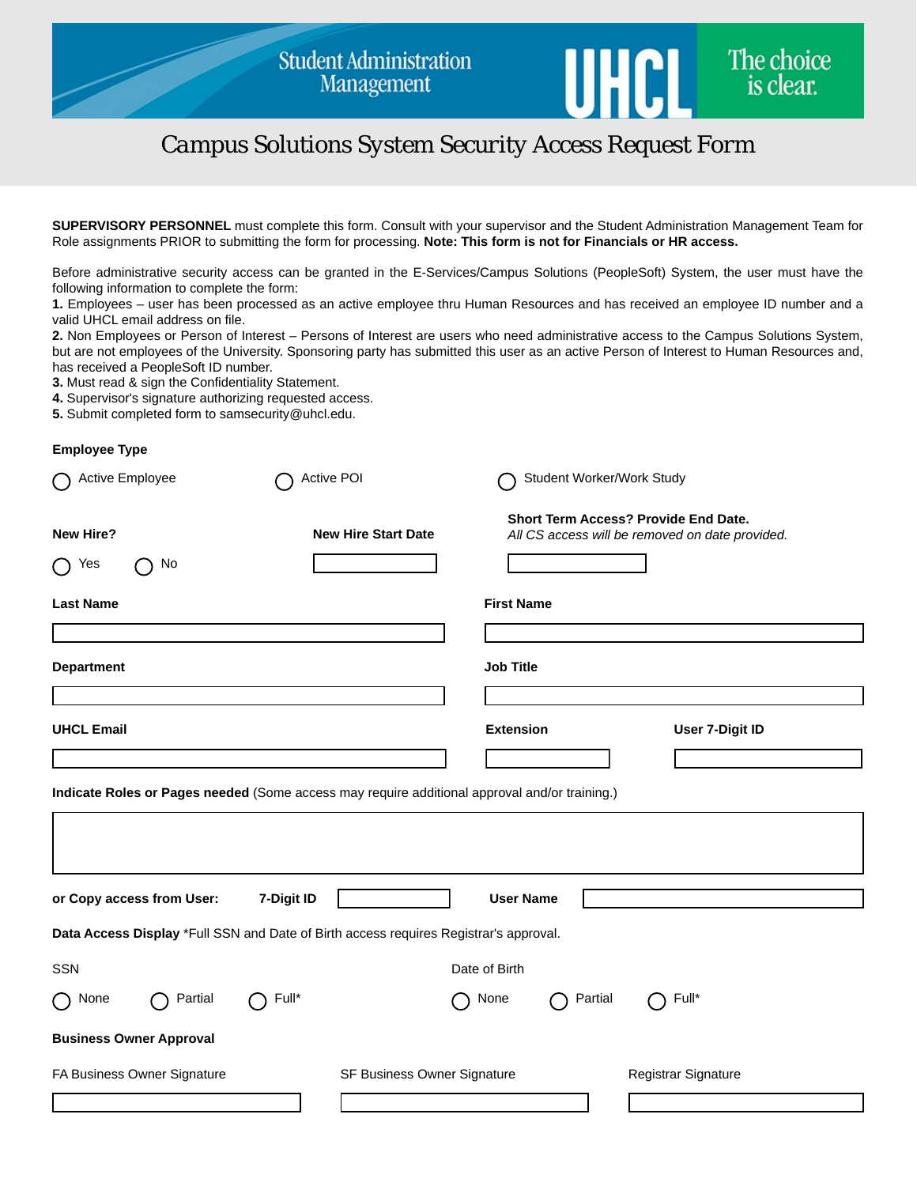Student Administration Management

UHCL The choice is clear.

# Campus Solutions System Security Access Request Form

**SUPERVISORY PERSONNEL** must complete this form. Consult with your supervisor and the Student Administration Management Team for Role assignments PRIOR to submitting the form for processing. **Note: This form is not for Financials or HR access.**

Before administrative security access can be granted in the E-Services/Campus Solutions (PeopleSoft) System, the user must have the following information to complete the form:

**1.** Employees – user has been processed as an active employee thru Human Resources and has received an employee ID number and a valid UHCL email address on file.

**2.** Non Employees or Person of Interest – Persons of Interest are users who need administrative access to the Campus Solutions System, but are not employees of the University. Sponsoring party has submitted this user as an active Person of Interest to Human Resources and, has received a PeopleSoft ID number.

**3.** Must read & sign the Confidentiality Statement.

**4.** Supervisor's signature authorizing requested access.

**5.** Submit completed form to samsecurity@uhcl.edu.

**Employee Type**

◯ Active Employee ◯ Active POI ◯ Student Worker/Work Study

**New Hire?**

◯ Yes ◯ No

**New Hire Start Date**

**Short Term Access? Provide End Date.**
*All CS access will be removed on date provided.*

**Last Name**

**First Name**

**Department**

**Job Title**

**UHCL Email**

**Extension**

**User 7-Digit ID**

**Indicate Roles or Pages needed** (Some access may require additional approval and/or training.)

**or Copy access from User:** **7-Digit ID** **User Name**

**Data Access Display** *Full SSN and Date of Birth access requires Registrar's approval.

SSN

◯ None ◯ Partial ◯ Full*

Date of Birth

◯ None ◯ Partial ◯ Full*

**Business Owner Approval**

FA Business Owner Signature

SF Business Owner Signature

Registrar Signature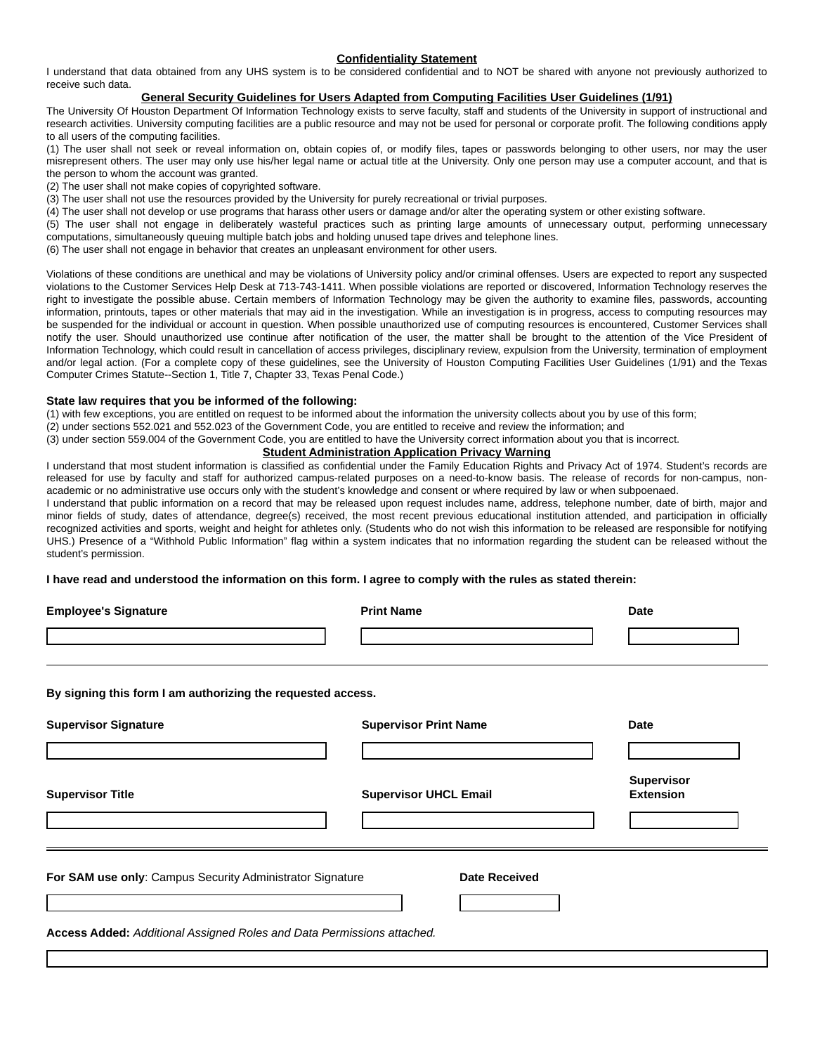## Confidentiality Statement

I understand that data obtained from any UHS system is to be considered confidential and to NOT be shared with anyone not previously authorized to receive such data.

## General Security Guidelines for Users Adapted from Computing Facilities User Guidelines (1/91)

The University Of Houston Department Of Information Technology exists to serve faculty, staff and students of the University in support of instructional and research activities. University computing facilities are a public resource and may not be used for personal or corporate profit. The following conditions apply to all users of the computing facilities.

(1) The user shall not seek or reveal information on, obtain copies of, or modify files, tapes or passwords belonging to other users, nor may the user misrepresent others. The user may only use his/her legal name or actual title at the University. Only one person may use a computer account, and that is the person to whom the account was granted.

(2) The user shall not make copies of copyrighted software.

(3) The user shall not use the resources provided by the University for purely recreational or trivial purposes.

(4) The user shall not develop or use programs that harass other users or damage and/or alter the operating system or other existing software.

(5) The user shall not engage in deliberately wasteful practices such as printing large amounts of unnecessary output, performing unnecessary computations, simultaneously queuing multiple batch jobs and holding unused tape drives and telephone lines.

(6) The user shall not engage in behavior that creates an unpleasant environment for other users.

Violations of these conditions are unethical and may be violations of University policy and/or criminal offenses. Users are expected to report any suspected violations to the Customer Services Help Desk at 713-743-1411. When possible violations are reported or discovered, Information Technology reserves the right to investigate the possible abuse. Certain members of Information Technology may be given the authority to examine files, passwords, accounting information, printouts, tapes or other materials that may aid in the investigation. While an investigation is in progress, access to computing resources may be suspended for the individual or account in question. When possible unauthorized use of computing resources is encountered, Customer Services shall notify the user. Should unauthorized use continue after notification of the user, the matter shall be brought to the attention of the Vice President of Information Technology, which could result in cancellation of access privileges, disciplinary review, expulsion from the University, termination of employment and/or legal action. (For a complete copy of these guidelines, see the University of Houston Computing Facilities User Guidelines (1/91) and the Texas Computer Crimes Statute--Section 1, Title 7, Chapter 33, Texas Penal Code.)

**State law requires that you be informed of the following:**

(1) with few exceptions, you are entitled on request to be informed about the information the university collects about you by use of this form;

(2) under sections 552.021 and 552.023 of the Government Code, you are entitled to receive and review the information; and

(3) under section 559.004 of the Government Code, you are entitled to have the University correct information about you that is incorrect.

## Student Administration Application Privacy Warning

I understand that most student information is classified as confidential under the Family Education Rights and Privacy Act of 1974. Student's records are released for use by faculty and staff for authorized campus-related purposes on a need-to-know basis. The release of records for non-campus, non-academic or no administrative use occurs only with the student's knowledge and consent or where required by law or when subpoenaed.

I understand that public information on a record that may be released upon request includes name, address, telephone number, date of birth, major and minor fields of study, dates of attendance, degree(s) received, the most recent previous educational institution attended, and participation in officially recognized activities and sports, weight and height for athletes only. (Students who do not wish this information to be released are responsible for notifying UHS.) Presence of a "Withhold Public Information" flag within a system indicates that no information regarding the student can be released without the student's permission.

**I have read and understood the information on this form. I agree to comply with the rules as stated therein:**

| **Employee's Signature** | **Print Name** | **Date** |
| --- | --- | --- |
| | | |

**By signing this form I am authorizing the requested access.**

| **Supervisor Signature** | **Supervisor Print Name** | **Date** |
| --- | --- | --- |
| | | |
| **Supervisor Title** | **Supervisor UHCL Email** | **Supervisor Extension** |
| | | |

| **For SAM use only**: Campus Security Administrator Signature | **Date Received** |
| --- | --- |
| | |

**Access Added:** *Additional Assigned Roles and Data Permissions attached.*